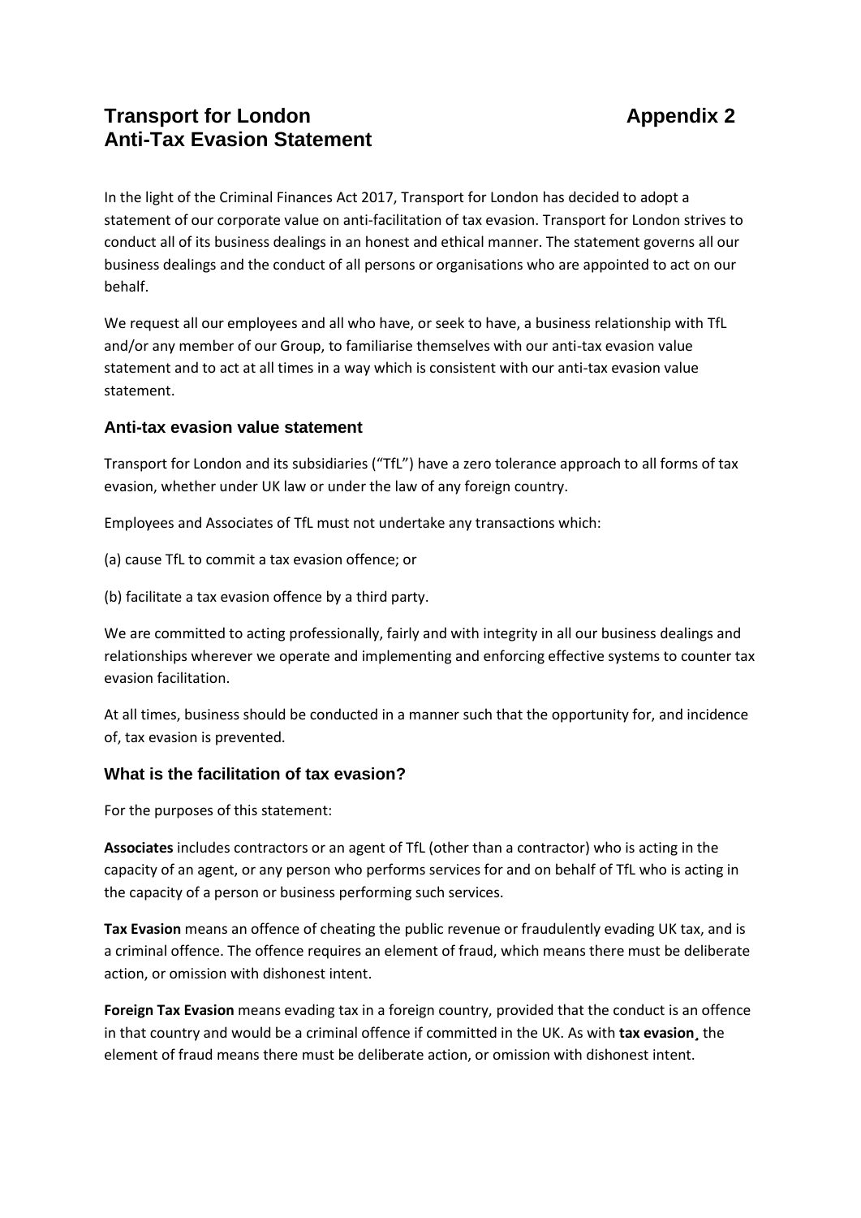# Transport for London Anti-Tax Evasion Statement

**Appendix 2**

In the light of the Criminal Finances Act 2017, Transport for London has decided to adopt a statement of our corporate value on anti-facilitation of tax evasion. Transport for London strives to conduct all of its business dealings in an honest and ethical manner. The statement governs all our business dealings and the conduct of all persons or organisations who are appointed to act on our behalf.

We request all our employees and all who have, or seek to have, a business relationship with TfL and/or any member of our Group, to familiarise themselves with our anti-tax evasion value statement and to act at all times in a way which is consistent with our anti-tax evasion value statement.

## Anti-tax evasion value statement

Transport for London and its subsidiaries ("TfL") have a zero tolerance approach to all forms of tax evasion, whether under UK law or under the law of any foreign country.

Employees and Associates of TfL must not undertake any transactions which:

(a) cause TfL to commit a tax evasion offence; or

(b) facilitate a tax evasion offence by a third party.

We are committed to acting professionally, fairly and with integrity in all our business dealings and relationships wherever we operate and implementing and enforcing effective systems to counter tax evasion facilitation.

At all times, business should be conducted in a manner such that the opportunity for, and incidence of, tax evasion is prevented.

## What is the facilitation of tax evasion?

For the purposes of this statement:

**Associates** includes contractors or an agent of TfL (other than a contractor) who is acting in the capacity of an agent, or any person who performs services for and on behalf of TfL who is acting in the capacity of a person or business performing such services.

**Tax Evasion** means an offence of cheating the public revenue or fraudulently evading UK tax, and is a criminal offence. The offence requires an element of fraud, which means there must be deliberate action, or omission with dishonest intent.

**Foreign Tax Evasion** means evading tax in a foreign country, provided that the conduct is an offence in that country and would be a criminal offence if committed in the UK. As with **tax evasion**, the element of fraud means there must be deliberate action, or omission with dishonest intent.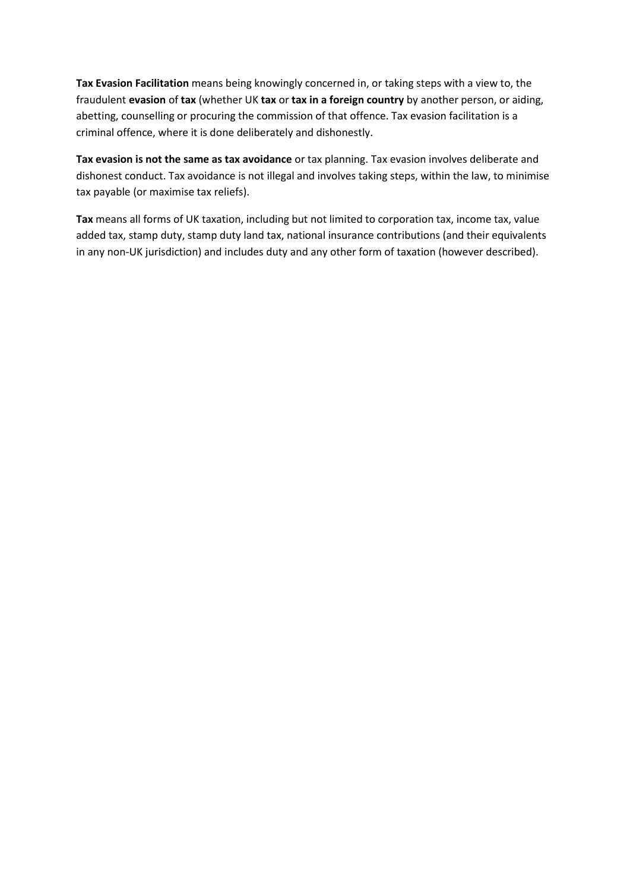**Tax Evasion Facilitation** means being knowingly concerned in, or taking steps with a view to, the fraudulent **evasion** of **tax** (whether UK **tax** or **tax in a foreign country** by another person, or aiding, abetting, counselling or procuring the commission of that offence. Tax evasion facilitation is a criminal offence, where it is done deliberately and dishonestly.

**Tax evasion is not the same as tax avoidance** or tax planning. Tax evasion involves deliberate and dishonest conduct. Tax avoidance is not illegal and involves taking steps, within the law, to minimise tax payable (or maximise tax reliefs).

**Tax** means all forms of UK taxation, including but not limited to corporation tax, income tax, value added tax, stamp duty, stamp duty land tax, national insurance contributions (and their equivalents in any non-UK jurisdiction) and includes duty and any other form of taxation (however described).